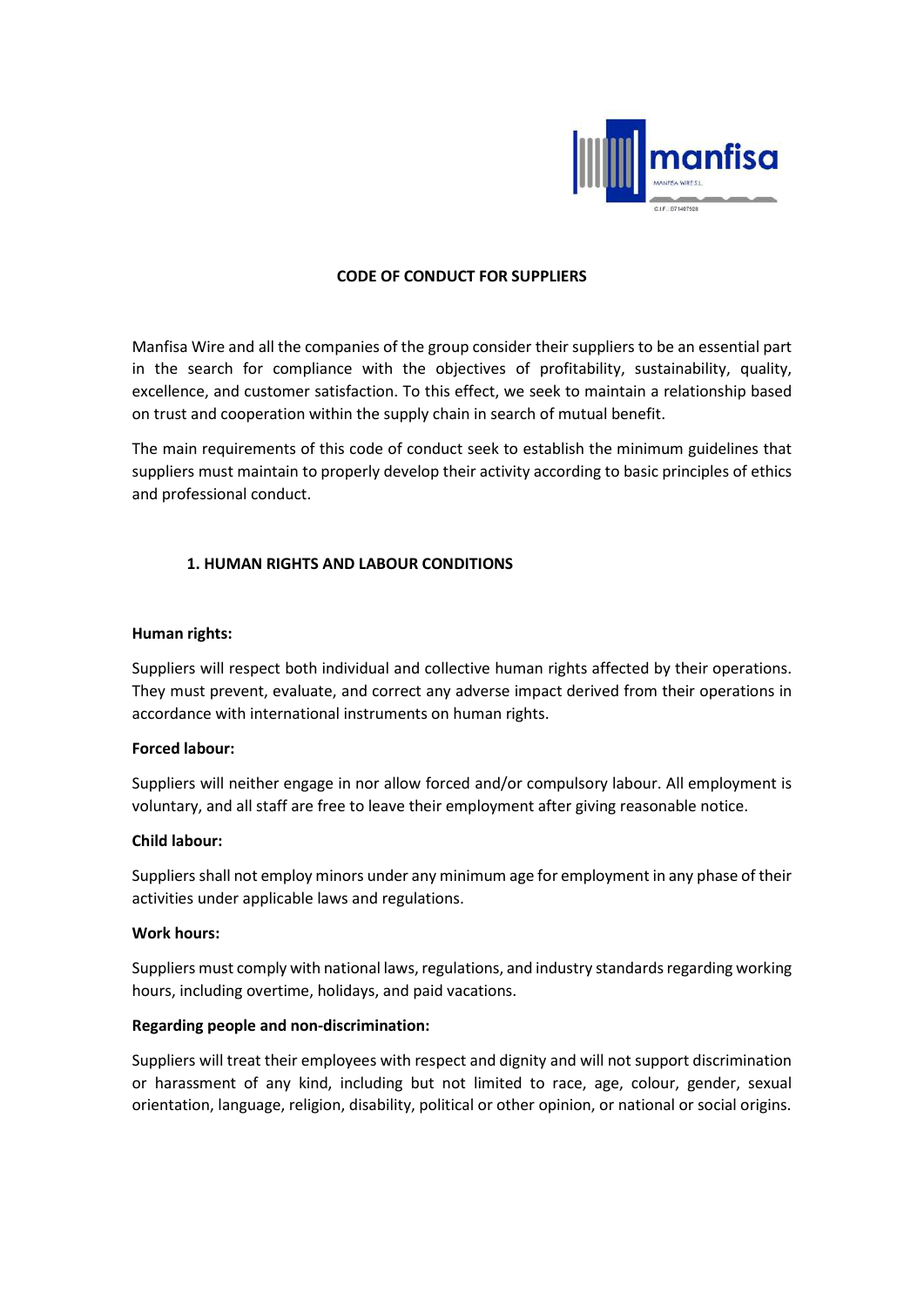# CODE OF CONDUCT FOR SUPPLIERS

Manfisa Wire and all the companies of the group consider their suppliers to be an essential part in the search for compliance with the objectives of profitability, sustainability, quality, excellence, and customer satisfaction. To this effect, we seek to maintain a relationship based on trust and cooperation within the supply chain in search of mutual benefit.

The main requirements of this code of conduct seek to establish the minimum guidelines that suppliers must maintain to properly develop their activity according to basic principles of ethics and professional conduct.

## 1. HUMAN RIGHTS AND LABOUR CONDITIONS

**Human rights:**

Suppliers will respect both individual and collective human rights affected by their operations. They must prevent, evaluate, and correct any adverse impact derived from their operations in accordance with international instruments on human rights.

**Forced labour:**

Suppliers will neither engage in nor allow forced and/or compulsory labour. All employment is voluntary, and all staff are free to leave their employment after giving reasonable notice.

**Child labour:**

Suppliers shall not employ minors under any minimum age for employment in any phase of their activities under applicable laws and regulations.

**Work hours:**

Suppliers must comply with national laws, regulations, and industry standards regarding working hours, including overtime, holidays, and paid vacations.

**Regarding people and non-discrimination:**

Suppliers will treat their employees with respect and dignity and will not support discrimination or harassment of any kind, including but not limited to race, age, colour, gender, sexual orientation, language, religion, disability, political or other opinion, or national or social origins.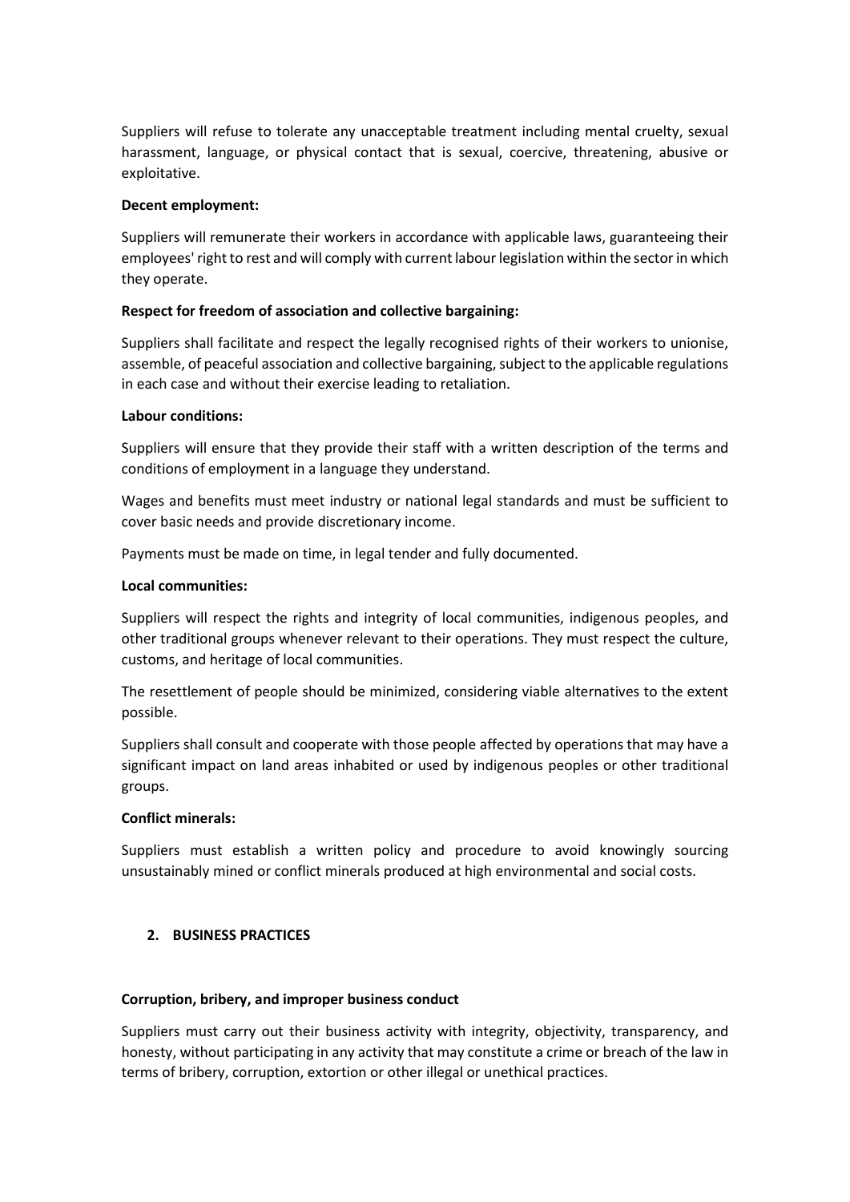Suppliers will refuse to tolerate any unacceptable treatment including mental cruelty, sexual harassment, language, or physical contact that is sexual, coercive, threatening, abusive or exploitative.

**Decent employment:**

Suppliers will remunerate their workers in accordance with applicable laws, guaranteeing their employees' right to rest and will comply with current labour legislation within the sector in which they operate.

**Respect for freedom of association and collective bargaining:**

Suppliers shall facilitate and respect the legally recognised rights of their workers to unionise, assemble, of peaceful association and collective bargaining, subject to the applicable regulations in each case and without their exercise leading to retaliation.

**Labour conditions:**

Suppliers will ensure that they provide their staff with a written description of the terms and conditions of employment in a language they understand.

Wages and benefits must meet industry or national legal standards and must be sufficient to cover basic needs and provide discretionary income.

Payments must be made on time, in legal tender and fully documented.

**Local communities:**

Suppliers will respect the rights and integrity of local communities, indigenous peoples, and other traditional groups whenever relevant to their operations. They must respect the culture, customs, and heritage of local communities.

The resettlement of people should be minimized, considering viable alternatives to the extent possible.

Suppliers shall consult and cooperate with those people affected by operations that may have a significant impact on land areas inhabited or used by indigenous peoples or other traditional groups.

**Conflict minerals:**

Suppliers must establish a written policy and procedure to avoid knowingly sourcing unsustainably mined or conflict minerals produced at high environmental and social costs.

## 2. BUSINESS PRACTICES

**Corruption, bribery, and improper business conduct**

Suppliers must carry out their business activity with integrity, objectivity, transparency, and honesty, without participating in any activity that may constitute a crime or breach of the law in terms of bribery, corruption, extortion or other illegal or unethical practices.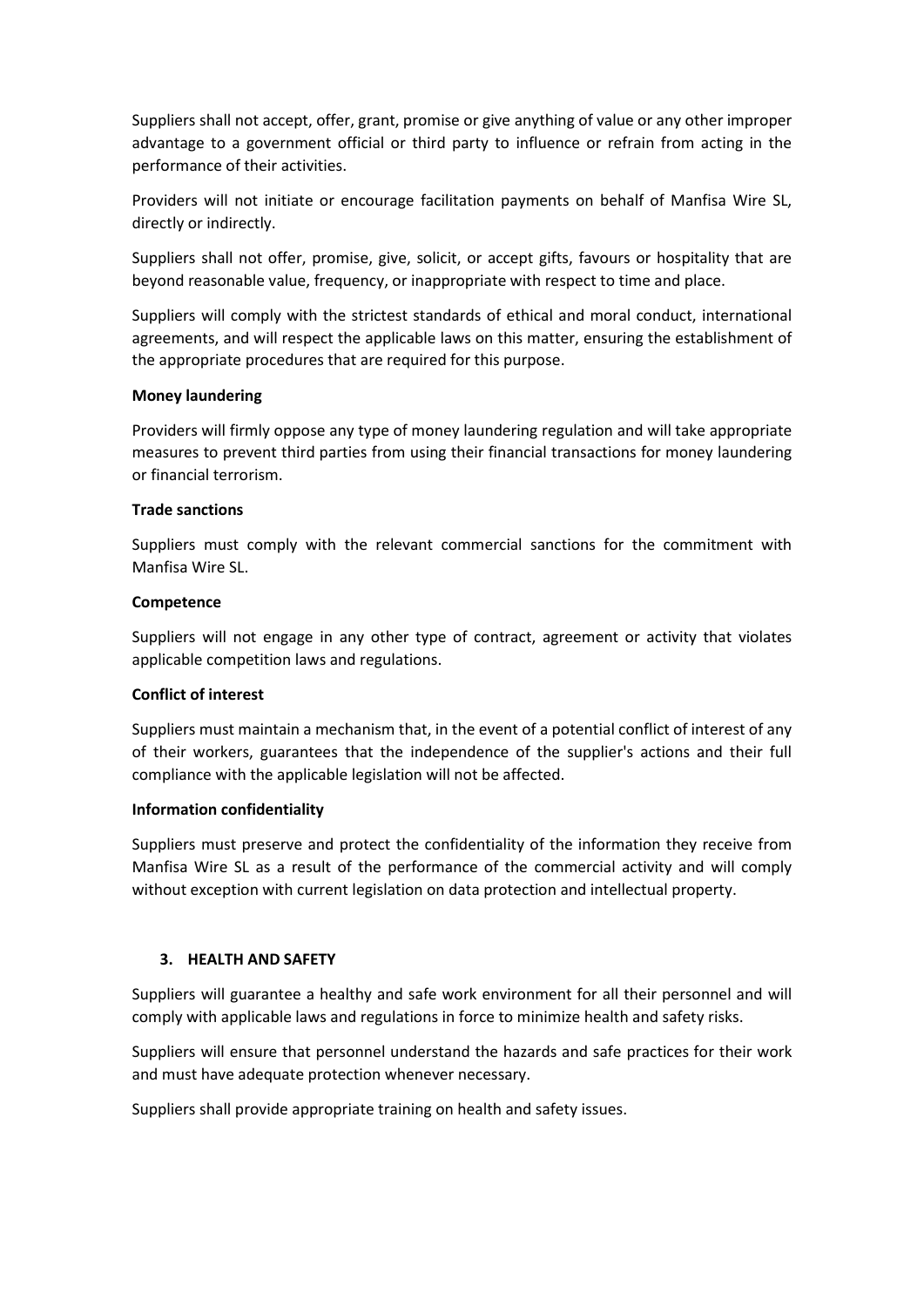Suppliers shall not accept, offer, grant, promise or give anything of value or any other improper advantage to a government official or third party to influence or refrain from acting in the performance of their activities.

Providers will not initiate or encourage facilitation payments on behalf of Manfisa Wire SL, directly or indirectly.

Suppliers shall not offer, promise, give, solicit, or accept gifts, favours or hospitality that are beyond reasonable value, frequency, or inappropriate with respect to time and place.

Suppliers will comply with the strictest standards of ethical and moral conduct, international agreements, and will respect the applicable laws on this matter, ensuring the establishment of the appropriate procedures that are required for this purpose.

**Money laundering**

Providers will firmly oppose any type of money laundering regulation and will take appropriate measures to prevent third parties from using their financial transactions for money laundering or financial terrorism.

**Trade sanctions**

Suppliers must comply with the relevant commercial sanctions for the commitment with Manfisa Wire SL.

**Competence**

Suppliers will not engage in any other type of contract, agreement or activity that violates applicable competition laws and regulations.

**Conflict of interest**

Suppliers must maintain a mechanism that, in the event of a potential conflict of interest of any of their workers, guarantees that the independence of the supplier's actions and their full compliance with the applicable legislation will not be affected.

**Information confidentiality**

Suppliers must preserve and protect the confidentiality of the information they receive from Manfisa Wire SL as a result of the performance of the commercial activity and will comply without exception with current legislation on data protection and intellectual property.

## 3. HEALTH AND SAFETY

Suppliers will guarantee a healthy and safe work environment for all their personnel and will comply with applicable laws and regulations in force to minimize health and safety risks.

Suppliers will ensure that personnel understand the hazards and safe practices for their work and must have adequate protection whenever necessary.

Suppliers shall provide appropriate training on health and safety issues.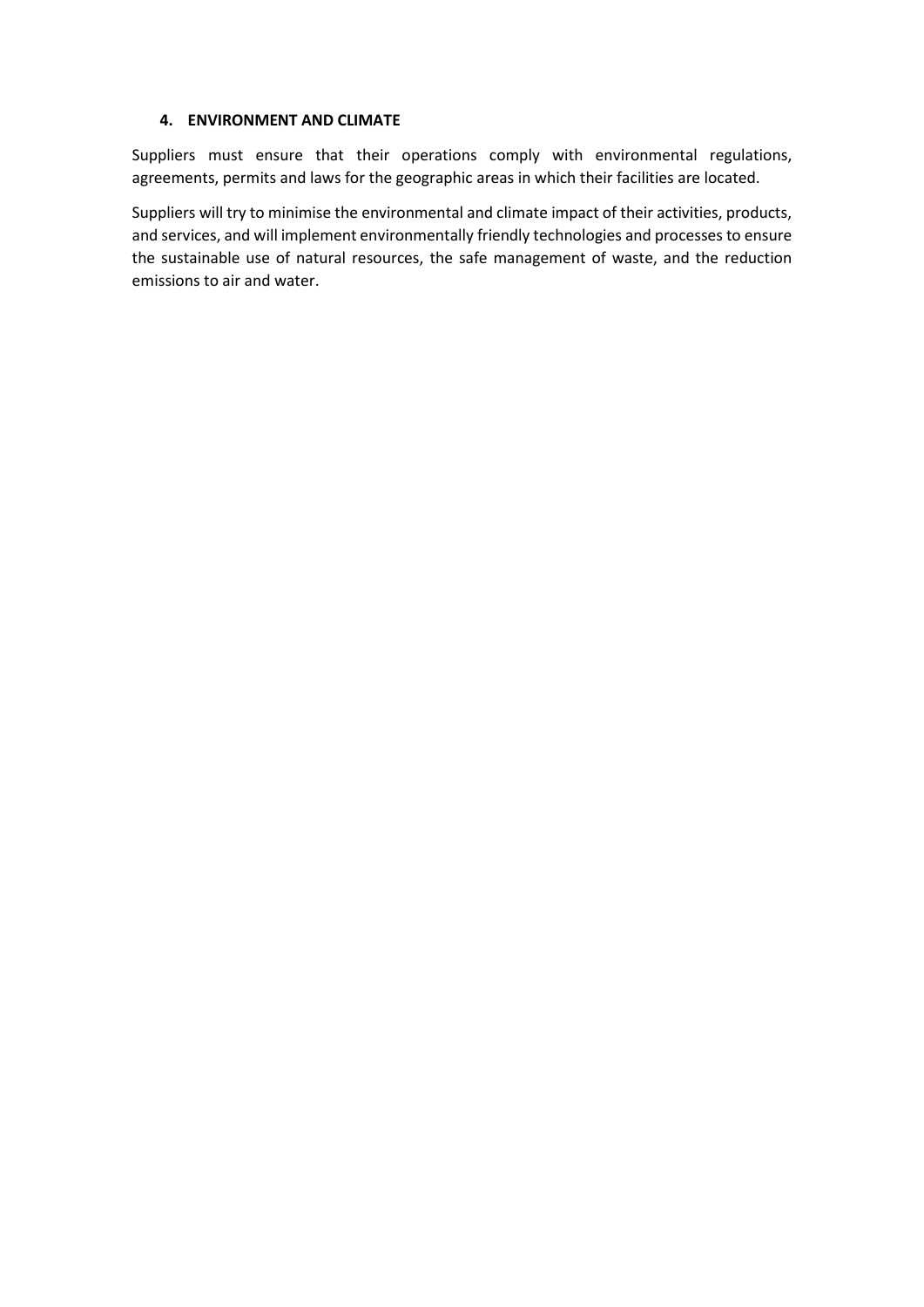## 4. ENVIRONMENT AND CLIMATE

Suppliers must ensure that their operations comply with environmental regulations, agreements, permits and laws for the geographic areas in which their facilities are located.

Suppliers will try to minimise the environmental and climate impact of their activities, products, and services, and will implement environmentally friendly technologies and processes to ensure the sustainable use of natural resources, the safe management of waste, and the reduction emissions to air and water.